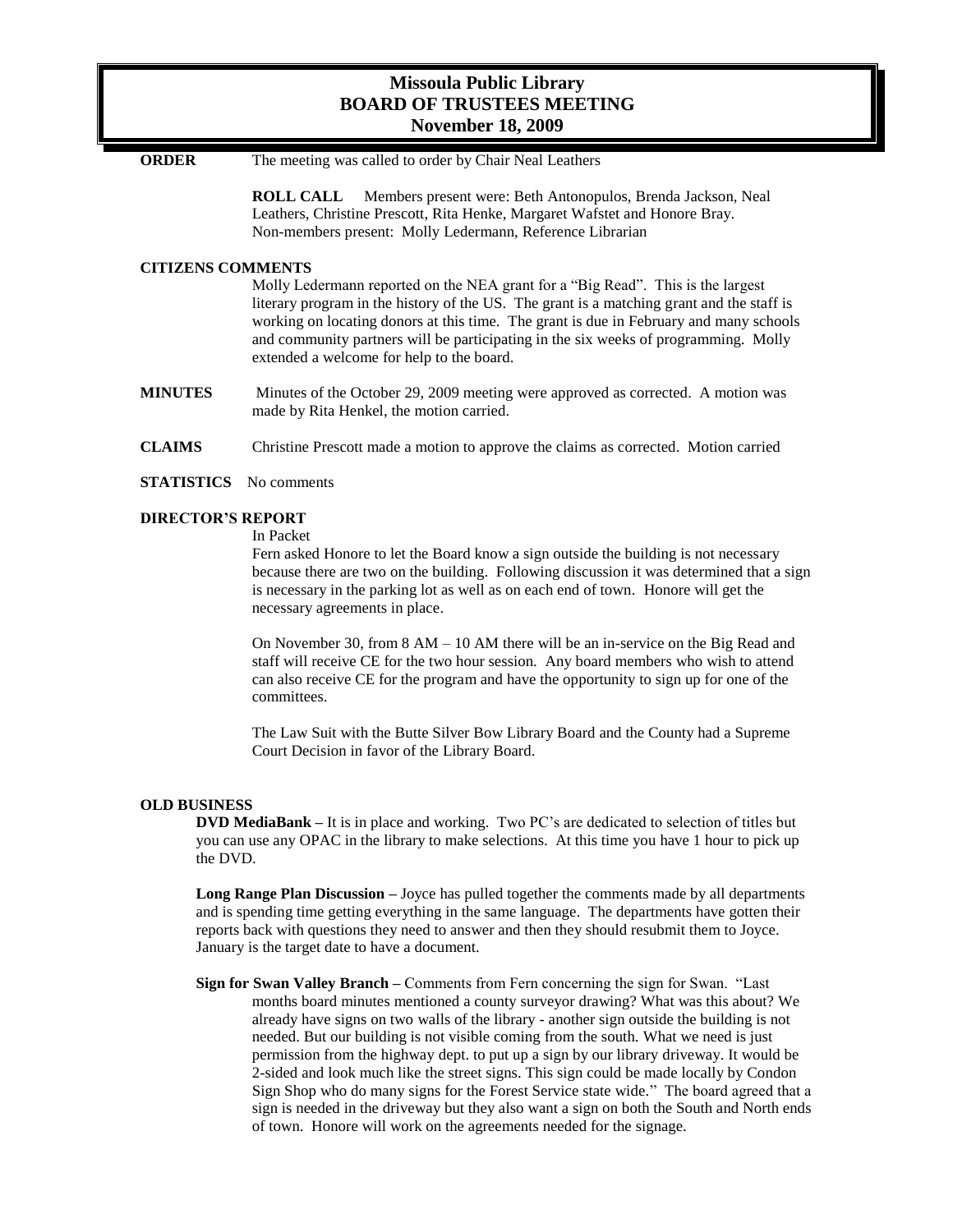# Missoula Public Library
# BOARD OF TRUSTEES MEETING
# November 18, 2009

**ORDER** The meeting was called to order by Chair Neal Leathers

**ROLL CALL** Members present were: Beth Antonopulos, Brenda Jackson, Neal Leathers, Christine Prescott, Rita Henke, Margaret Wafstet and Honore Bray. Non-members present: Molly Ledermann, Reference Librarian

**CITIZENS COMMENTS**

Molly Ledermann reported on the NEA grant for a "Big Read". This is the largest literary program in the history of the US. The grant is a matching grant and the staff is working on locating donors at this time. The grant is due in February and many schools and community partners will be participating in the six weeks of programming. Molly extended a welcome for help to the board.

**MINUTES** Minutes of the October 29, 2009 meeting were approved as corrected. A motion was made by Rita Henkel, the motion carried.

**CLAIMS** Christine Prescott made a motion to approve the claims as corrected. Motion carried

**STATISTICS** No comments

**DIRECTOR'S REPORT**

In Packet

Fern asked Honore to let the Board know a sign outside the building is not necessary because there are two on the building. Following discussion it was determined that a sign is necessary in the parking lot as well as on each end of town. Honore will get the necessary agreements in place.

On November 30, from 8 AM – 10 AM there will be an in-service on the Big Read and staff will receive CE for the two hour session. Any board members who wish to attend can also receive CE for the program and have the opportunity to sign up for one of the committees.

The Law Suit with the Butte Silver Bow Library Board and the County had a Supreme Court Decision in favor of the Library Board.

**OLD BUSINESS**

**DVD MediaBank –** It is in place and working. Two PC's are dedicated to selection of titles but you can use any OPAC in the library to make selections. At this time you have 1 hour to pick up the DVD.

**Long Range Plan Discussion –** Joyce has pulled together the comments made by all departments and is spending time getting everything in the same language. The departments have gotten their reports back with questions they need to answer and then they should resubmit them to Joyce. January is the target date to have a document.

**Sign for Swan Valley Branch –** Comments from Fern concerning the sign for Swan. "Last months board minutes mentioned a county surveyor drawing? What was this about? We already have signs on two walls of the library - another sign outside the building is not needed. But our building is not visible coming from the south. What we need is just permission from the highway dept. to put up a sign by our library driveway. It would be 2-sided and look much like the street signs. This sign could be made locally by Condon Sign Shop who do many signs for the Forest Service state wide." The board agreed that a sign is needed in the driveway but they also want a sign on both the South and North ends of town. Honore will work on the agreements needed for the signage.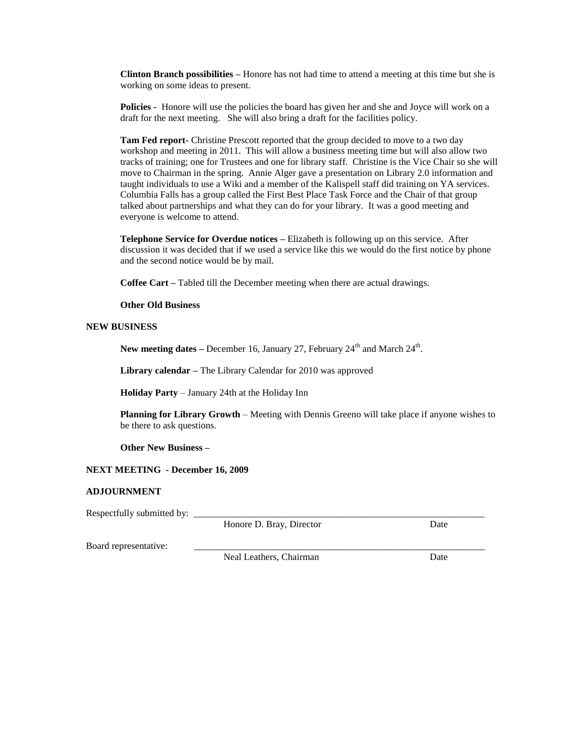**Clinton Branch possibilities –** Honore has not had time to attend a meeting at this time but she is working on some ideas to present.

**Policies -** Honore will use the policies the board has given her and she and Joyce will work on a draft for the next meeting. She will also bring a draft for the facilities policy.

**Tam Fed report-** Christine Prescott reported that the group decided to move to a two day workshop and meeting in 2011. This will allow a business meeting time but will also allow two tracks of training; one for Trustees and one for library staff. Christine is the Vice Chair so she will move to Chairman in the spring. Annie Alger gave a presentation on Library 2.0 information and taught individuals to use a Wiki and a member of the Kalispell staff did training on YA services. Columbia Falls has a group called the First Best Place Task Force and the Chair of that group talked about partnerships and what they can do for your library. It was a good meeting and everyone is welcome to attend.

**Telephone Service for Overdue notices –** Elizabeth is following up on this service. After discussion it was decided that if we used a service like this we would do the first notice by phone and the second notice would be by mail.

**Coffee Cart –** Tabled till the December meeting when there are actual drawings.

**Other Old Business**

**NEW BUSINESS**

**New meeting dates –** December 16, January 27, February 24th and March 24th.

**Library calendar –** The Library Calendar for 2010 was approved

**Holiday Party** – January 24th at the Holiday Inn

**Planning for Library Growth** – Meeting with Dennis Greeno will take place if anyone wishes to be there to ask questions.

**Other New Business –**

**NEXT MEETING - December 16, 2009**

**ADJOURNMENT**

Respectfully submitted by: ______________________________________________

Honore D. Bray, Director  Date

Board representative: ______________________________________________

Neal Leathers, Chairman  Date